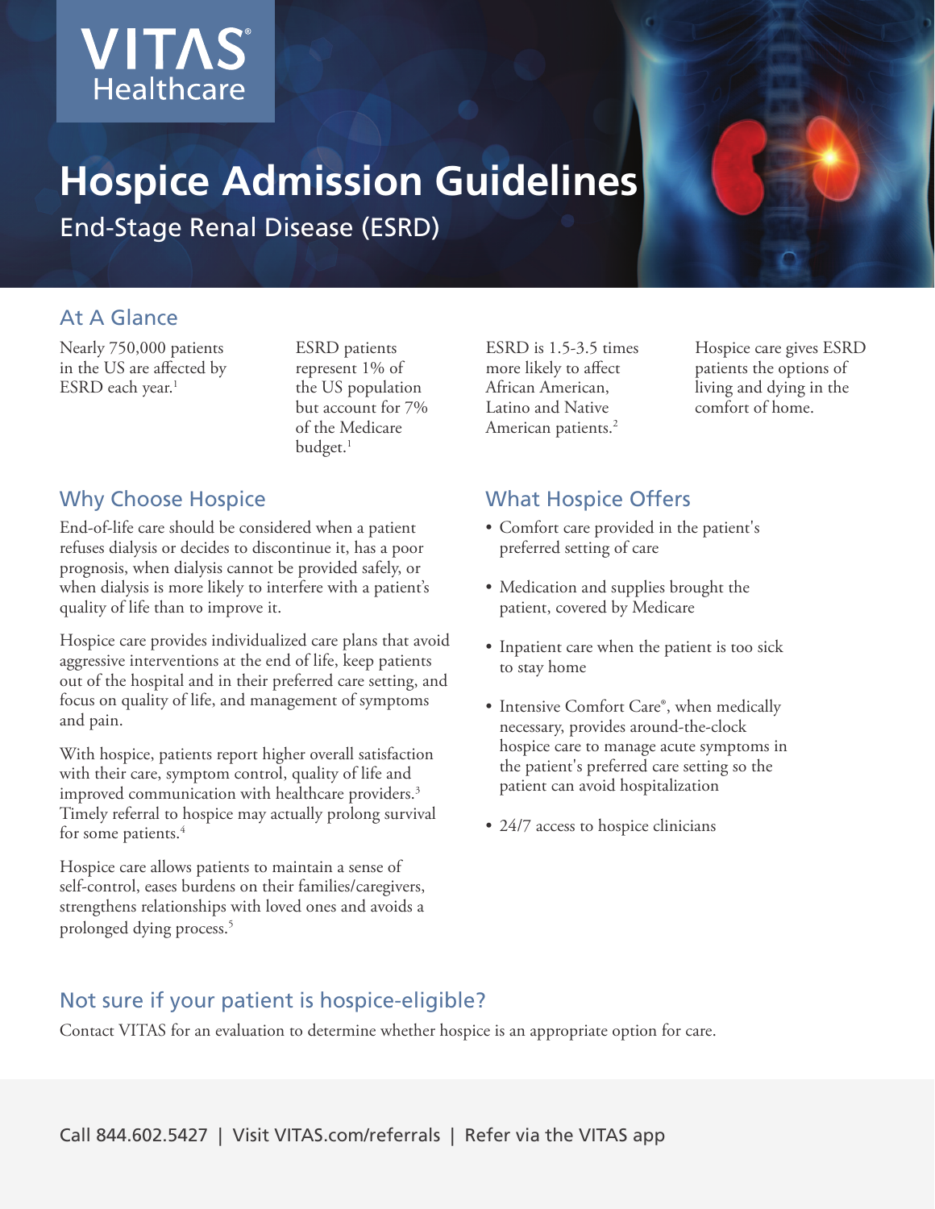VITAS® Healthcare

# Hospice Admission Guidelines

End-Stage Renal Disease (ESRD)

## At A Glance

Nearly 750,000 patients in the US are affected by ESRD each year.[1]

ESRD patients represent 1% of the US population but account for 7% of the Medicare budget.[1]

ESRD is 1.5-3.5 times more likely to affect African American, Latino and Native American patients.[2]

Hospice care gives ESRD patients the options of living and dying in the comfort of home.

## Why Choose Hospice

End-of-life care should be considered when a patient refuses dialysis or decides to discontinue it, has a poor prognosis, when dialysis cannot be provided safely, or when dialysis is more likely to interfere with a patient's quality of life than to improve it.

Hospice care provides individualized care plans that avoid aggressive interventions at the end of life, keep patients out of the hospital and in their preferred care setting, and focus on quality of life, and management of symptoms and pain.

With hospice, patients report higher overall satisfaction with their care, symptom control, quality of life and improved communication with healthcare providers.[3] Timely referral to hospice may actually prolong survival for some patients.[4]

Hospice care allows patients to maintain a sense of self-control, eases burdens on their families/caregivers, strengthens relationships with loved ones and avoids a prolonged dying process.[5]

## What Hospice Offers

- Comfort care provided in the patient's preferred setting of care
- Medication and supplies brought the patient, covered by Medicare
- Inpatient care when the patient is too sick to stay home
- Intensive Comfort Care®, when medically necessary, provides around-the-clock hospice care to manage acute symptoms in the patient's preferred care setting so the patient can avoid hospitalization
- 24/7 access to hospice clinicians

## Not sure if your patient is hospice-eligible?

Contact VITAS for an evaluation to determine whether hospice is an appropriate option for care.

Call 844.602.5427 | Visit VITAS.com/referrals | Refer via the VITAS app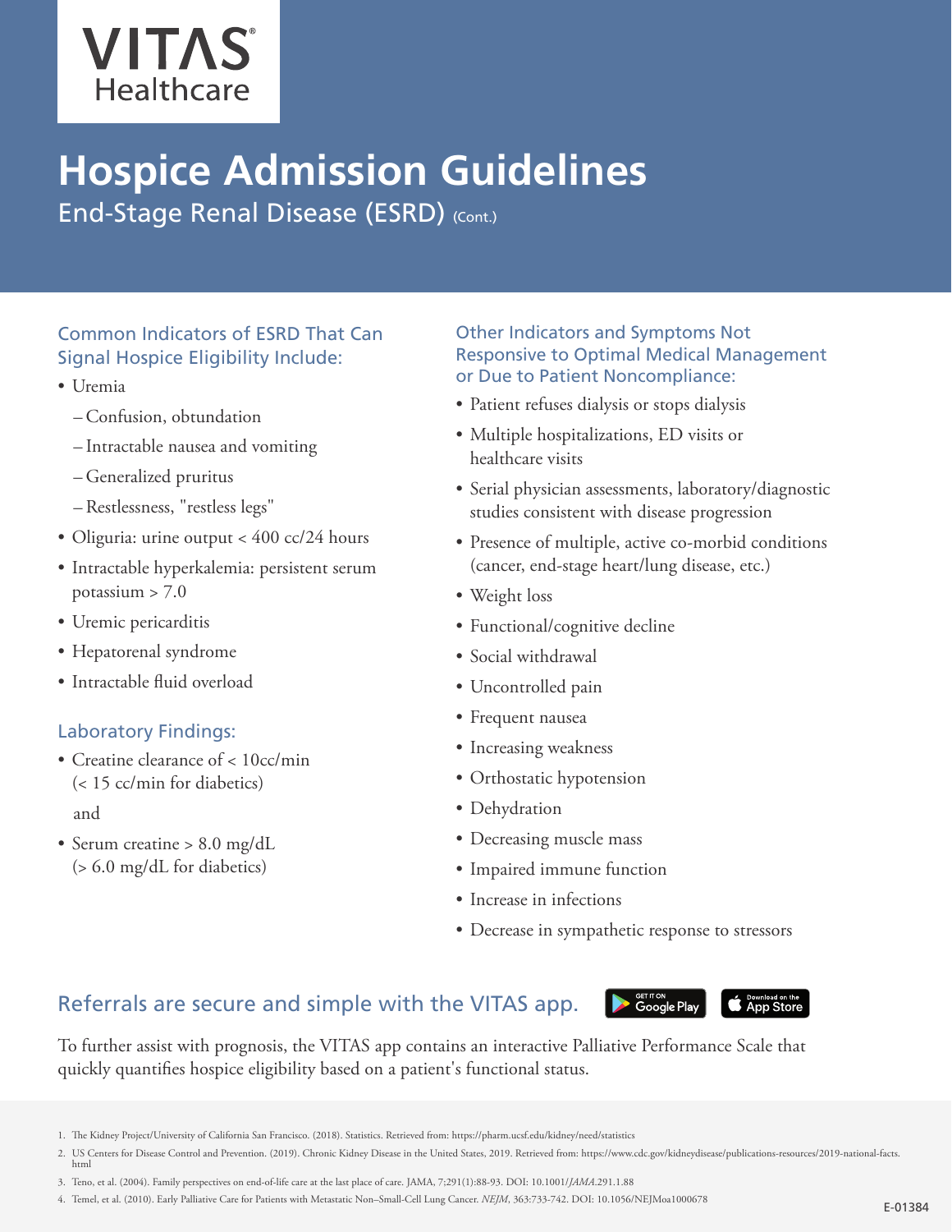# Hospice Admission Guidelines

## End-Stage Renal Disease (ESRD) (Cont.)

### Common Indicators of ESRD That Can Signal Hospice Eligibility Include:

- Uremia
  - Confusion, obtundation
  - Intractable nausea and vomiting
  - Generalized pruritus
  - Restlessness, "restless legs"
- Oliguria: urine output < 400 cc/24 hours
- Intractable hyperkalemia: persistent serum potassium > 7.0
- Uremic pericarditis
- Hepatorenal syndrome
- Intractable fluid overload

### Laboratory Findings:

- Creatine clearance of < 10cc/min (< 15 cc/min for diabetics)

  and

- Serum creatine > 8.0 mg/dL (> 6.0 mg/dL for diabetics)

### Other Indicators and Symptoms Not Responsive to Optimal Medical Management or Due to Patient Noncompliance:

- Patient refuses dialysis or stops dialysis
- Multiple hospitalizations, ED visits or healthcare visits
- Serial physician assessments, laboratory/diagnostic studies consistent with disease progression
- Presence of multiple, active co-morbid conditions (cancer, end-stage heart/lung disease, etc.)
- Weight loss
- Functional/cognitive decline
- Social withdrawal
- Uncontrolled pain
- Frequent nausea
- Increasing weakness
- Orthostatic hypotension
- Dehydration
- Decreasing muscle mass
- Impaired immune function
- Increase in infections
- Decrease in sympathetic response to stressors

### Referrals are secure and simple with the VITAS app.

GET IT ON Google Play | Download on the App Store

To further assist with prognosis, the VITAS app contains an interactive Palliative Performance Scale that quickly quantifies hospice eligibility based on a patient's functional status.

1. The Kidney Project/University of California San Francisco. (2018). Statistics. Retrieved from: https://pharm.ucsf.edu/kidney/need/statistics
2. US Centers for Disease Control and Prevention. (2019). Chronic Kidney Disease in the United States, 2019. Retrieved from: https://www.cdc.gov/kidneydisease/publications-resources/2019-national-facts.html
3. Teno, et al. (2004). Family perspectives on end-of-life care at the last place of care. JAMA, 7;291(1):88-93. DOI: 10.1001/*JAMA*.291.1.88
4. Temel, et al. (2010). Early Palliative Care for Patients with Metastatic Non–Small-Cell Lung Cancer. *NEJM*, 363:733-742. DOI: 10.1056/NEJMoa1000678

E-01384